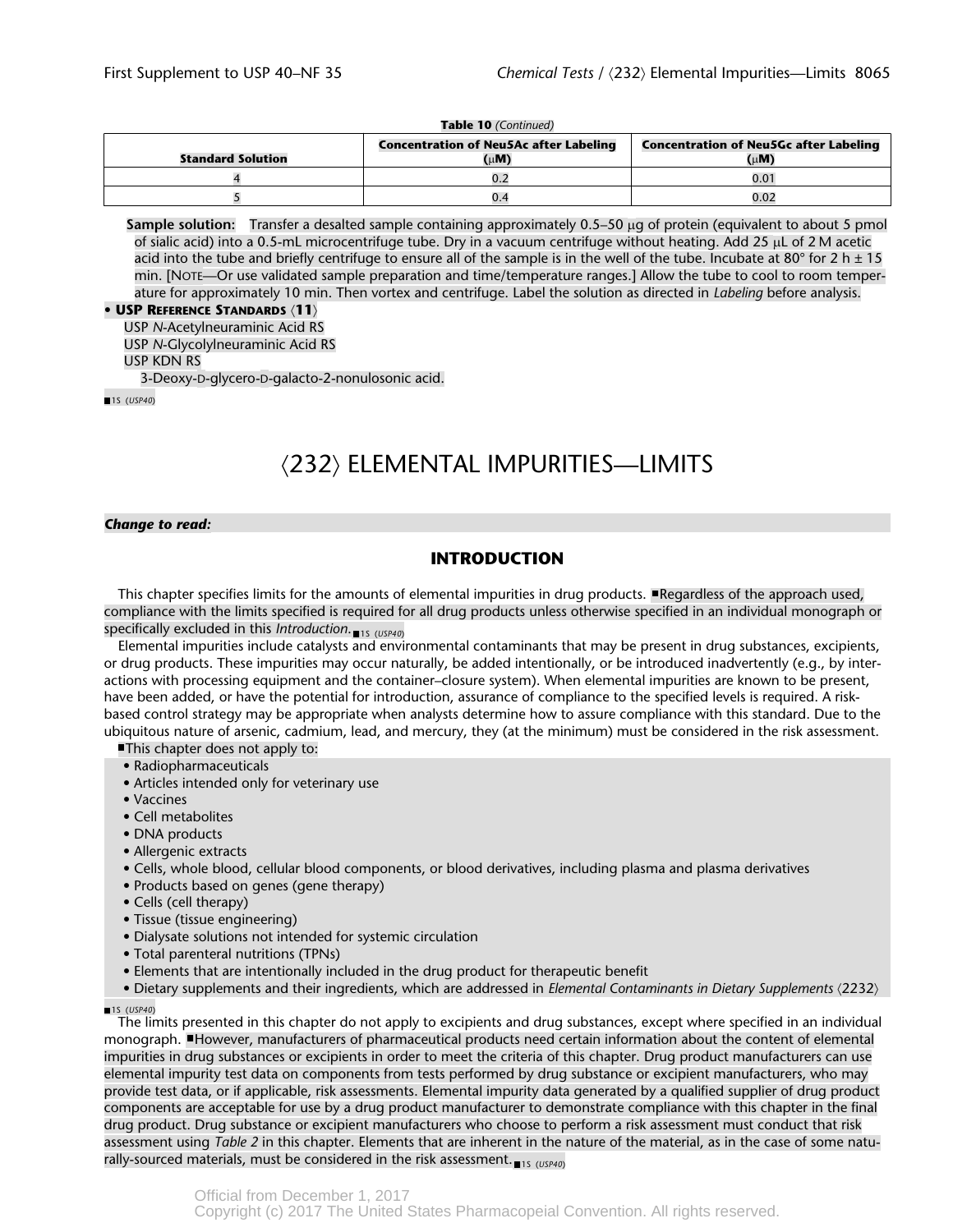**Table 10** *(Continued)*

| Standard Solution | Concentration of Neu5Ac after Labeling (μM) | Concentration of Neu5Gc after Labeling (μM) |
|---|---|---|
| 4 | 0.2 | 0.01 |
| 5 | 0.4 | 0.02 |

**Sample solution:** Transfer a desalted sample containing approximately 0.5–50 μg of protein (equivalent to about 5 pmol of sialic acid) into a 0.5-mL microcentrifuge tube. Dry in a vacuum centrifuge without heating. Add 25 μL of 2 M acetic acid into the tube and briefly centrifuge to ensure all of the sample is in the well of the tube. Incubate at 80° for 2 h ± 15 min. [NOTE—Or use validated sample preparation and time/temperature ranges.] Allow the tube to cool to room temperature for approximately 10 min. Then vortex and centrifuge. Label the solution as directed in *Labeling* before analysis.

• **USP REFERENCE STANDARDS** 〈**11**〉
USP *N*-Acetylneuraminic Acid RS
USP *N*-Glycolylneuraminic Acid RS
USP KDN RS
3-Deoxy-D-glycero-D-galacto-2-nonulosonic acid.

■1S (USP40)

# 〈232〉 ELEMENTAL IMPURITIES—LIMITS

***Change to read:***

## INTRODUCTION

This chapter specifies limits for the amounts of elemental impurities in drug products. ■Regardless of the approach used, compliance with the limits specified is required for all drug products unless otherwise specified in an individual monograph or specifically excluded in this *Introduction*.■1S (USP40)

Elemental impurities include catalysts and environmental contaminants that may be present in drug substances, excipients, or drug products. These impurities may occur naturally, be added intentionally, or be introduced inadvertently (e.g., by interactions with processing equipment and the container–closure system). When elemental impurities are known to be present, have been added, or have the potential for introduction, assurance of compliance to the specified levels is required. A risk-based control strategy may be appropriate when analysts determine how to assure compliance with this standard. Due to the ubiquitous nature of arsenic, cadmium, lead, and mercury, they (at the minimum) must be considered in the risk assessment.

■This chapter does not apply to:

- Radiopharmaceuticals
- Articles intended only for veterinary use
- Vaccines
- Cell metabolites
- DNA products
- Allergenic extracts
- Cells, whole blood, cellular blood components, or blood derivatives, including plasma and plasma derivatives
- Products based on genes (gene therapy)
- Cells (cell therapy)
- Tissue (tissue engineering)
- Dialysate solutions not intended for systemic circulation
- Total parenteral nutritions (TPNs)
- Elements that are intentionally included in the drug product for therapeutic benefit
- Dietary supplements and their ingredients, which are addressed in *Elemental Contaminants in Dietary Supplements* 〈2232〉

■1S (USP40)

The limits presented in this chapter do not apply to excipients and drug substances, except where specified in an individual monograph. ■However, manufacturers of pharmaceutical products need certain information about the content of elemental impurities in drug substances or excipients in order to meet the criteria of this chapter. Drug product manufacturers can use elemental impurity test data on components from tests performed by drug substance or excipient manufacturers, who may provide test data, or if applicable, risk assessments. Elemental impurity data generated by a qualified supplier of drug product components are acceptable for use by a drug product manufacturer to demonstrate compliance with this chapter in the final drug product. Drug substance or excipient manufacturers who choose to perform a risk assessment must conduct that risk assessment using *Table 2* in this chapter. Elements that are inherent in the nature of the material, as in the case of some naturally-sourced materials, must be considered in the risk assessment.■1S (USP40)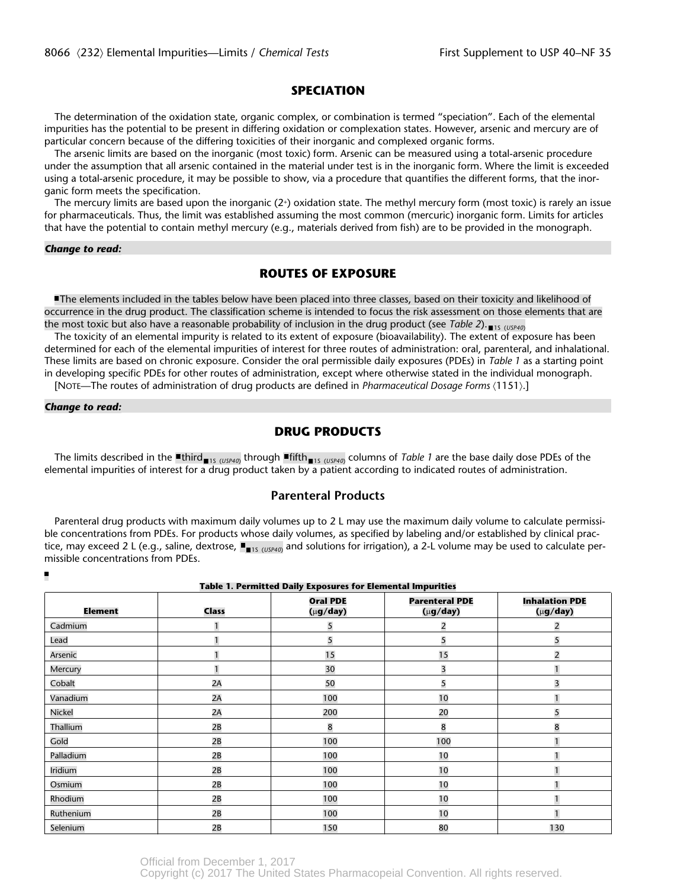## SPECIATION

The determination of the oxidation state, organic complex, or combination is termed “speciation”. Each of the elemental impurities has the potential to be present in differing oxidation or complexation states. However, arsenic and mercury are of particular concern because of the differing toxicities of their inorganic and complexed organic forms.

The arsenic limits are based on the inorganic (most toxic) form. Arsenic can be measured using a total-arsenic procedure under the assumption that all arsenic contained in the material under test is in the inorganic form. Where the limit is exceeded using a total-arsenic procedure, it may be possible to show, via a procedure that quantifies the different forms, that the inorganic form meets the specification.

The mercury limits are based upon the inorganic ($2^+$) oxidation state. The methyl mercury form (most toxic) is rarely an issue for pharmaceuticals. Thus, the limit was established assuming the most common (mercuric) inorganic form. Limits for articles that have the potential to contain methyl mercury (e.g., materials derived from fish) are to be provided in the monograph.

***Change to read:***

## ROUTES OF EXPOSURE

■The elements included in the tables below have been placed into three classes, based on their toxicity and likelihood of occurrence in the drug product. The classification scheme is intended to focus the risk assessment on those elements that are the most toxic but also have a reasonable probability of inclusion in the drug product (see *Table 2*).■1S (USP40)

The toxicity of an elemental impurity is related to its extent of exposure (bioavailability). The extent of exposure has been determined for each of the elemental impurities of interest for three routes of administration: oral, parenteral, and inhalational. These limits are based on chronic exposure. Consider the oral permissible daily exposures (PDEs) in *Table 1* as a starting point in developing specific PDEs for other routes of administration, except where otherwise stated in the individual monograph.

[NOTE—The routes of administration of drug products are defined in *Pharmaceutical Dosage Forms* ⟨1151⟩.]

***Change to read:***

## DRUG PRODUCTS

The limits described in the ■third■1S (USP40) through ■fifth■1S (USP40) columns of *Table 1* are the base daily dose PDEs of the elemental impurities of interest for a drug product taken by a patient according to indicated routes of administration.

### Parenteral Products

Parenteral drug products with maximum daily volumes up to 2 L may use the maximum daily volume to calculate permissible concentrations from PDEs. For products whose daily volumes, as specified by labeling and/or established by clinical practice, may exceed 2 L (e.g., saline, dextrose, ■■1S (USP40) and solutions for irrigation), a 2-L volume may be used to calculate permissible concentrations from PDEs.

■

**Table 1. Permitted Daily Exposures for Elemental Impurities**

| Element | Class | Oral PDE (µg/day) | Parenteral PDE (µg/day) | Inhalation PDE (µg/day) |
|---|---|---|---|---|
| Cadmium | 1 | 5 | 2 | 2 |
| Lead | 1 | 5 | 5 | 5 |
| Arsenic | 1 | 15 | 15 | 2 |
| Mercury | 1 | 30 | 3 | 1 |
| Cobalt | 2A | 50 | 5 | 3 |
| Vanadium | 2A | 100 | 10 | 1 |
| Nickel | 2A | 200 | 20 | 5 |
| Thallium | 2B | 8 | 8 | 8 |
| Gold | 2B | 100 | 100 | 1 |
| Palladium | 2B | 100 | 10 | 1 |
| Iridium | 2B | 100 | 10 | 1 |
| Osmium | 2B | 100 | 10 | 1 |
| Rhodium | 2B | 100 | 10 | 1 |
| Ruthenium | 2B | 100 | 10 | 1 |
| Selenium | 2B | 150 | 80 | 130 |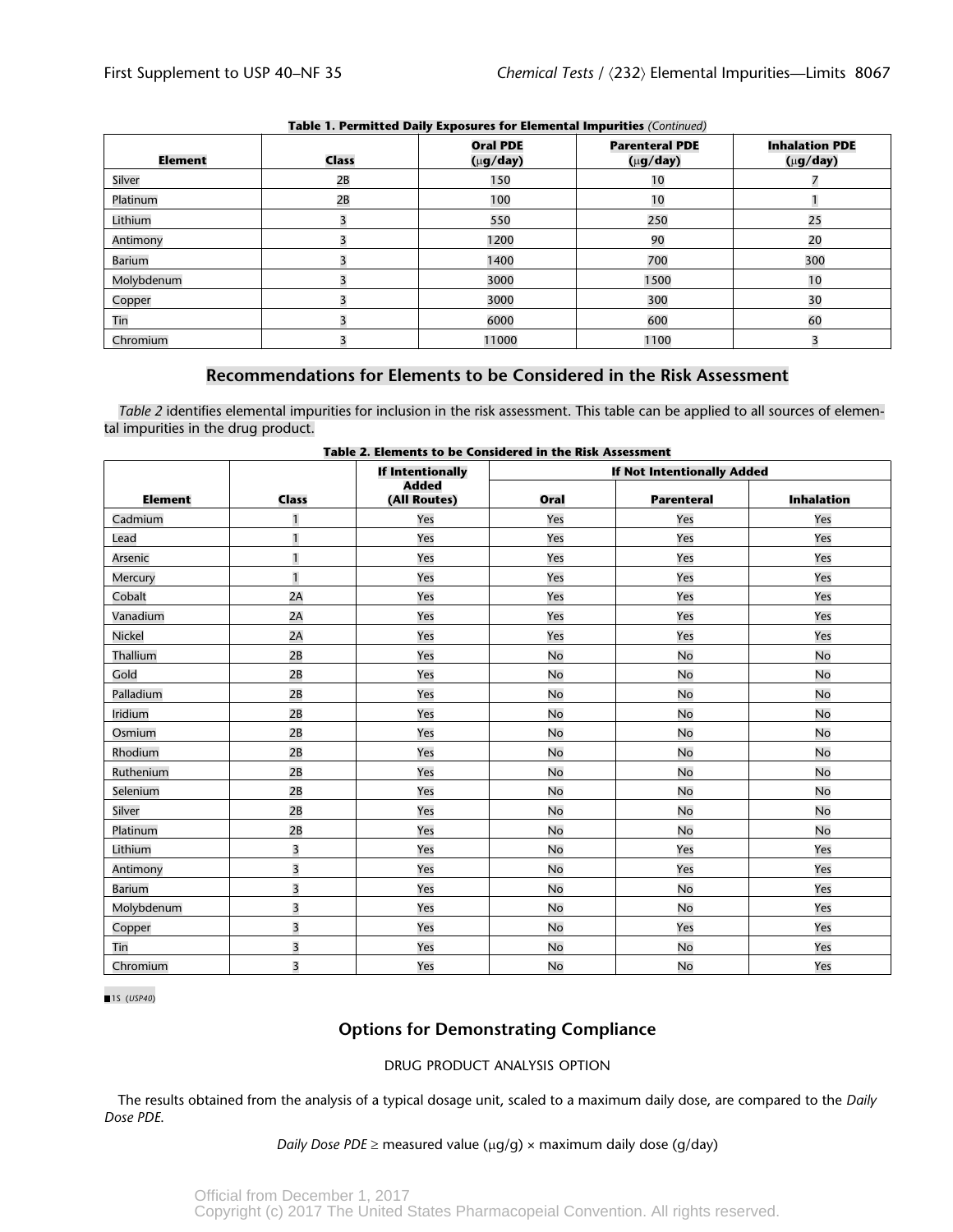**Table 1. Permitted Daily Exposures for Elemental Impurities** *(Continued)*

| Element | Class | Oral PDE (μg/day) | Parenteral PDE (μg/day) | Inhalation PDE (μg/day) |
|---|---|---|---|---|
| Silver | 2B | 150 | 10 | 7 |
| Platinum | 2B | 100 | 10 | 1 |
| Lithium | 3 | 550 | 250 | 25 |
| Antimony | 3 | 1200 | 90 | 20 |
| Barium | 3 | 1400 | 700 | 300 |
| Molybdenum | 3 | 3000 | 1500 | 10 |
| Copper | 3 | 3000 | 300 | 30 |
| Tin | 3 | 6000 | 600 | 60 |
| Chromium | 3 | 11000 | 1100 | 3 |

## Recommendations for Elements to be Considered in the Risk Assessment

*Table 2* identifies elemental impurities for inclusion in the risk assessment. This table can be applied to all sources of elemental impurities in the drug product.

**Table 2. Elements to be Considered in the Risk Assessment**

| Element | Class | If Intentionally Added (All Routes) | If Not Intentionally Added | | |
|---|---|---|---|---|---|
| | | | Oral | Parenteral | Inhalation |
| Cadmium | 1 | Yes | Yes | Yes | Yes |
| Lead | 1 | Yes | Yes | Yes | Yes |
| Arsenic | 1 | Yes | Yes | Yes | Yes |
| Mercury | 1 | Yes | Yes | Yes | Yes |
| Cobalt | 2A | Yes | Yes | Yes | Yes |
| Vanadium | 2A | Yes | Yes | Yes | Yes |
| Nickel | 2A | Yes | Yes | Yes | Yes |
| Thallium | 2B | Yes | No | No | No |
| Gold | 2B | Yes | No | No | No |
| Palladium | 2B | Yes | No | No | No |
| Iridium | 2B | Yes | No | No | No |
| Osmium | 2B | Yes | No | No | No |
| Rhodium | 2B | Yes | No | No | No |
| Ruthenium | 2B | Yes | No | No | No |
| Selenium | 2B | Yes | No | No | No |
| Silver | 2B | Yes | No | No | No |
| Platinum | 2B | Yes | No | No | No |
| Lithium | 3 | Yes | No | Yes | Yes |
| Antimony | 3 | Yes | No | Yes | Yes |
| Barium | 3 | Yes | No | No | Yes |
| Molybdenum | 3 | Yes | No | No | Yes |
| Copper | 3 | Yes | No | Yes | Yes |
| Tin | 3 | Yes | No | No | Yes |
| Chromium | 3 | Yes | No | No | Yes |

■1S (USP40)

## Options for Demonstrating Compliance

DRUG PRODUCT ANALYSIS OPTION

The results obtained from the analysis of a typical dosage unit, scaled to a maximum daily dose, are compared to the *Daily Dose PDE.*

*Daily Dose PDE* ≥ measured value (μg/g) × maximum daily dose (g/day)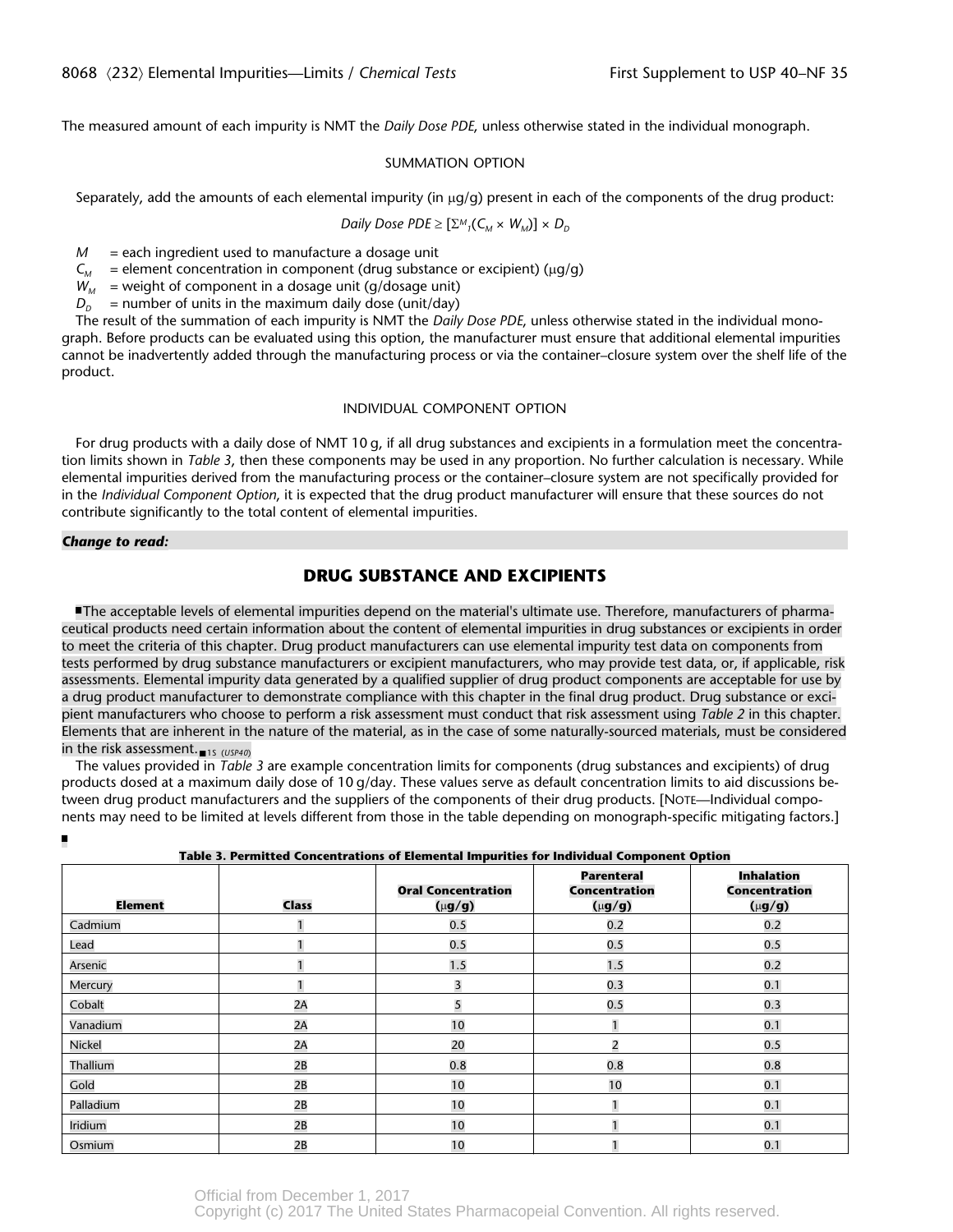The measured amount of each impurity is NMT the *Daily Dose PDE*, unless otherwise stated in the individual monograph.

SUMMATION OPTION

Separately, add the amounts of each elemental impurity (in µg/g) present in each of the components of the drug product:

$$Daily\ Dose\ PDE \geq [\Sigma^{M}{}_{1}(C_M \times W_M)] \times D_D$$

$M$ = each ingredient used to manufacture a dosage unit
$C_M$ = element concentration in component (drug substance or excipient) (µg/g)
$W_M$ = weight of component in a dosage unit (g/dosage unit)
$D_D$ = number of units in the maximum daily dose (unit/day)

The result of the summation of each impurity is NMT the *Daily Dose PDE*, unless otherwise stated in the individual monograph. Before products can be evaluated using this option, the manufacturer must ensure that additional elemental impurities cannot be inadvertently added through the manufacturing process or via the container–closure system over the shelf life of the product.

INDIVIDUAL COMPONENT OPTION

For drug products with a daily dose of NMT 10 g, if all drug substances and excipients in a formulation meet the concentration limits shown in *Table 3*, then these components may be used in any proportion. No further calculation is necessary. While elemental impurities derived from the manufacturing process or the container–closure system are not specifically provided for in the *Individual Component Option*, it is expected that the drug product manufacturer will ensure that these sources do not contribute significantly to the total content of elemental impurities.

***Change to read:***

## DRUG SUBSTANCE AND EXCIPIENTS

■The acceptable levels of elemental impurities depend on the material's ultimate use. Therefore, manufacturers of pharmaceutical products need certain information about the content of elemental impurities in drug substances or excipients in order to meet the criteria of this chapter. Drug product manufacturers can use elemental impurity test data on components from tests performed by drug substance manufacturers or excipient manufacturers, who may provide test data, or, if applicable, risk assessments. Elemental impurity data generated by a qualified supplier of drug product components are acceptable for use by a drug product manufacturer to demonstrate compliance with this chapter in the final drug product. Drug substance or excipient manufacturers who choose to perform a risk assessment must conduct that risk assessment using *Table 2* in this chapter. Elements that are inherent in the nature of the material, as in the case of some naturally-sourced materials, must be considered in the risk assessment.■1S *(USP40)*

The values provided in *Table 3* are example concentration limits for components (drug substances and excipients) of drug products dosed at a maximum daily dose of 10 g/day. These values serve as default concentration limits to aid discussions between drug product manufacturers and the suppliers of the components of their drug products. [NOTE—Individual components may need to be limited at levels different from those in the table depending on monograph-specific mitigating factors.]

■

**Table 3. Permitted Concentrations of Elemental Impurities for Individual Component Option**

| Element | Class | Oral Concentration (µg/g) | Parenteral Concentration (µg/g) | Inhalation Concentration (µg/g) |
|---|---|---|---|---|
| Cadmium | 1 | 0.5 | 0.2 | 0.2 |
| Lead | 1 | 0.5 | 0.5 | 0.5 |
| Arsenic | 1 | 1.5 | 1.5 | 0.2 |
| Mercury | 1 | 3 | 0.3 | 0.1 |
| Cobalt | 2A | 5 | 0.5 | 0.3 |
| Vanadium | 2A | 10 | 1 | 0.1 |
| Nickel | 2A | 20 | 2 | 0.5 |
| Thallium | 2B | 0.8 | 0.8 | 0.8 |
| Gold | 2B | 10 | 10 | 0.1 |
| Palladium | 2B | 10 | 1 | 0.1 |
| Iridium | 2B | 10 | 1 | 0.1 |
| Osmium | 2B | 10 | 1 | 0.1 |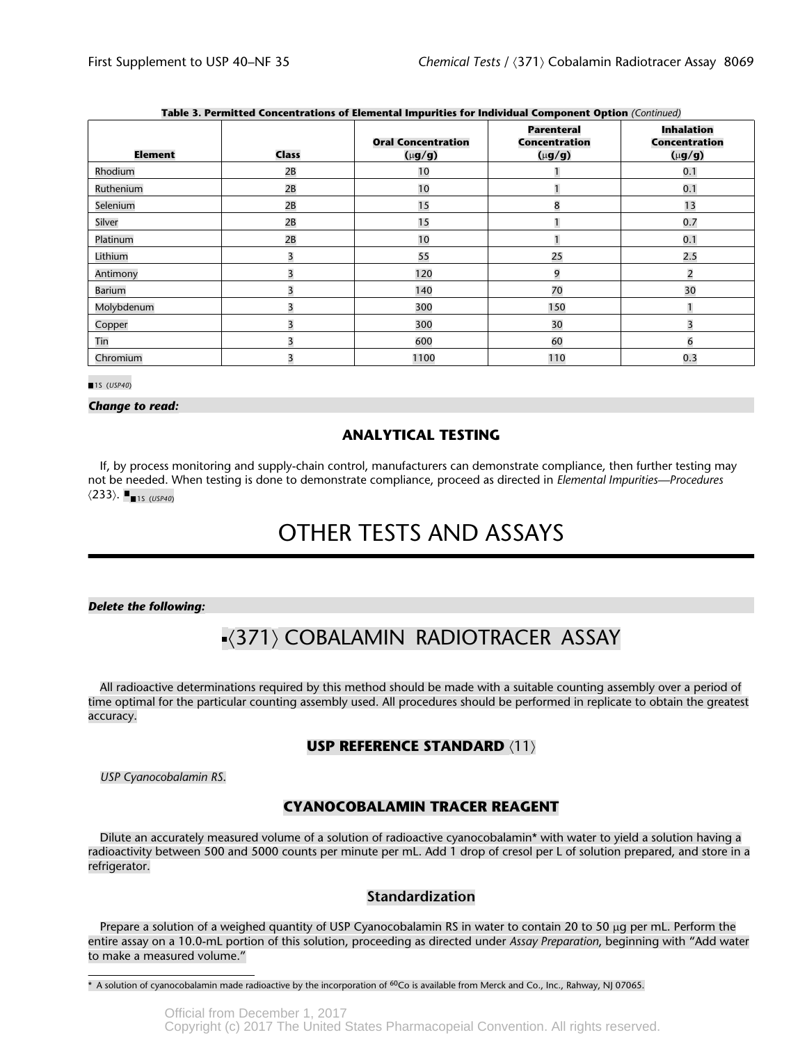**Table 3. Permitted Concentrations of Elemental Impurities for Individual Component Option** *(Continued)*

| Element | Class | Oral Concentration (μg/g) | Parenteral Concentration (μg/g) | Inhalation Concentration (μg/g) |
|---|---|---|---|---|
| Rhodium | 2B | 10 | 1 | 0.1 |
| Ruthenium | 2B | 10 | 1 | 0.1 |
| Selenium | 2B | 15 | 8 | 13 |
| Silver | 2B | 15 | 1 | 0.7 |
| Platinum | 2B | 10 | 1 | 0.1 |
| Lithium | 3 | 55 | 25 | 2.5 |
| Antimony | 3 | 120 | 9 | 2 |
| Barium | 3 | 140 | 70 | 30 |
| Molybdenum | 3 | 300 | 150 | 1 |
| Copper | 3 | 300 | 30 | 3 |
| Tin | 3 | 600 | 60 | 6 |
| Chromium | 3 | 1100 | 110 | 0.3 |

■1S (*USP40*)

***Change to read:***

## ANALYTICAL TESTING

If, by process monitoring and supply-chain control, manufacturers can demonstrate compliance, then further testing may not be needed. When testing is done to demonstrate compliance, proceed as directed in *Elemental Impurities—Procedures* ⟨233⟩. ■■1S (*USP40*)

# OTHER TESTS AND ASSAYS

***Delete the following:***

# ■⟨371⟩ COBALAMIN RADIOTRACER ASSAY

All radioactive determinations required by this method should be made with a suitable counting assembly over a period of time optimal for the particular counting assembly used. All procedures should be performed in replicate to obtain the greatest accuracy.

## USP REFERENCE STANDARD ⟨11⟩

*USP Cyanocobalamin RS*.

## CYANOCOBALAMIN TRACER REAGENT

Dilute an accurately measured volume of a solution of radioactive cyanocobalamin* with water to yield a solution having a radioactivity between 500 and 5000 counts per minute per mL. Add 1 drop of cresol per L of solution prepared, and store in a refrigerator.

### Standardization

Prepare a solution of a weighed quantity of USP Cyanocobalamin RS in water to contain 20 to 50 μg per mL. Perform the entire assay on a 10.0-mL portion of this solution, proceeding as directed under *Assay Preparation*, beginning with "Add water to make a measured volume."

\* A solution of cyanocobalamin made radioactive by the incorporation of $^{60}$Co is available from Merck and Co., Inc., Rahway, NJ 07065.